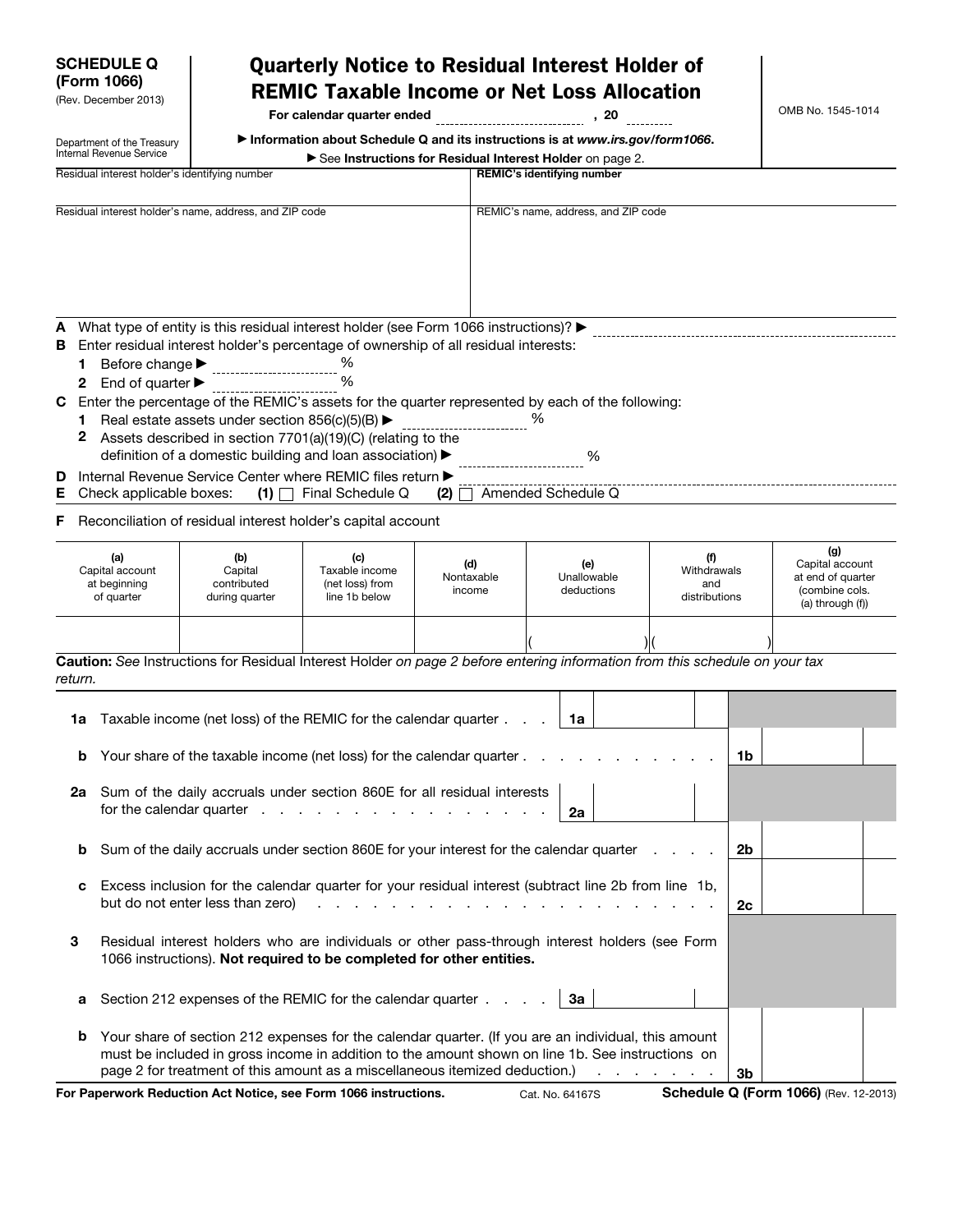**SCHEDULE Q (Form 1066)**
(Rev. December 2013)

Department of the Treasury
Internal Revenue Service

# Quarterly Notice to Residual Interest Holder of REMIC Taxable Income or Net Loss Allocation

For calendar quarter ended ______________ , 20 ______

▶ Information about Schedule Q and its instructions is at *www.irs.gov/form1066*.

▶ See **Instructions for Residual Interest Holder** on page 2.

OMB No. 1545-1014

| Residual interest holder's identifying number | **REMIC's identifying number** |
|---|---|
| Residual interest holder's name, address, and ZIP code | REMIC's name, address, and ZIP code |

**A** What type of entity is this residual interest holder (see Form 1066 instructions)? ▶ ______________

**B** Enter residual interest holder's percentage of ownership of all residual interests:

**1** Before change ▶ ______ %

**2** End of quarter ▶ ______ %

**C** Enter the percentage of the REMIC's assets for the quarter represented by each of the following:

**1** Real estate assets under section 856(c)(5)(B) ▶ ______ %

**2** Assets described in section 7701(a)(19)(C) (relating to the definition of a domestic building and loan association) ▶ ______ %

**D** Internal Revenue Service Center where REMIC files return ▶ ______________

**E** Check applicable boxes: **(1)** ☐ Final Schedule Q **(2)** ☐ Amended Schedule Q

**F** Reconciliation of residual interest holder's capital account

| (a) Capital account at beginning of quarter | (b) Capital contributed during quarter | (c) Taxable income (net loss) from line 1b below | (d) Nontaxable income | (e) Unallowable deductions | (f) Withdrawals and distributions | (g) Capital account at end of quarter (combine cols. (a) through (f)) |
|---|---|---|---|---|---|---|
| | | | | ( ) | ( ) | |

**Caution:** *See* Instructions for Residual Interest Holder *on page 2 before entering information from this schedule on your tax return.*

| | | | | | |
|---|---|---|---|---|---|
| **1a** | Taxable income (net loss) of the REMIC for the calendar quarter . . . | **1a** | | | |
| **b** | Your share of the taxable income (net loss) for the calendar quarter . . . . . . . . . . . | | | **1b** | |
| **2a** | Sum of the daily accruals under section 860E for all residual interests for the calendar quarter . . . . . . . . . . . . . . . . . . . | **2a** | | | |
| **b** | Sum of the daily accruals under section 860E for your interest for the calendar quarter . . . . | | | **2b** | |
| **c** | Excess inclusion for the calendar quarter for your residual interest (subtract line 2b from line 1b, but do not enter less than zero) . . . . . . . . . . . . . . . . . . . . . . . . | | | **2c** | |
| **3** | Residual interest holders who are individuals or other pass-through interest holders (see Form 1066 instructions). **Not required to be completed for other entities.** | | | | |
| **a** | Section 212 expenses of the REMIC for the calendar quarter . . . . . | **3a** | | | |
| **b** | Your share of section 212 expenses for the calendar quarter. (If you are an individual, this amount must be included in gross income in addition to the amount shown on line 1b. See instructions on page 2 for treatment of this amount as a miscellaneous itemized deduction.) . . . . . . . . | | | **3b** | |

**For Paperwork Reduction Act Notice, see Form 1066 instructions.** Cat. No. 64167S **Schedule Q (Form 1066)** (Rev. 12-2013)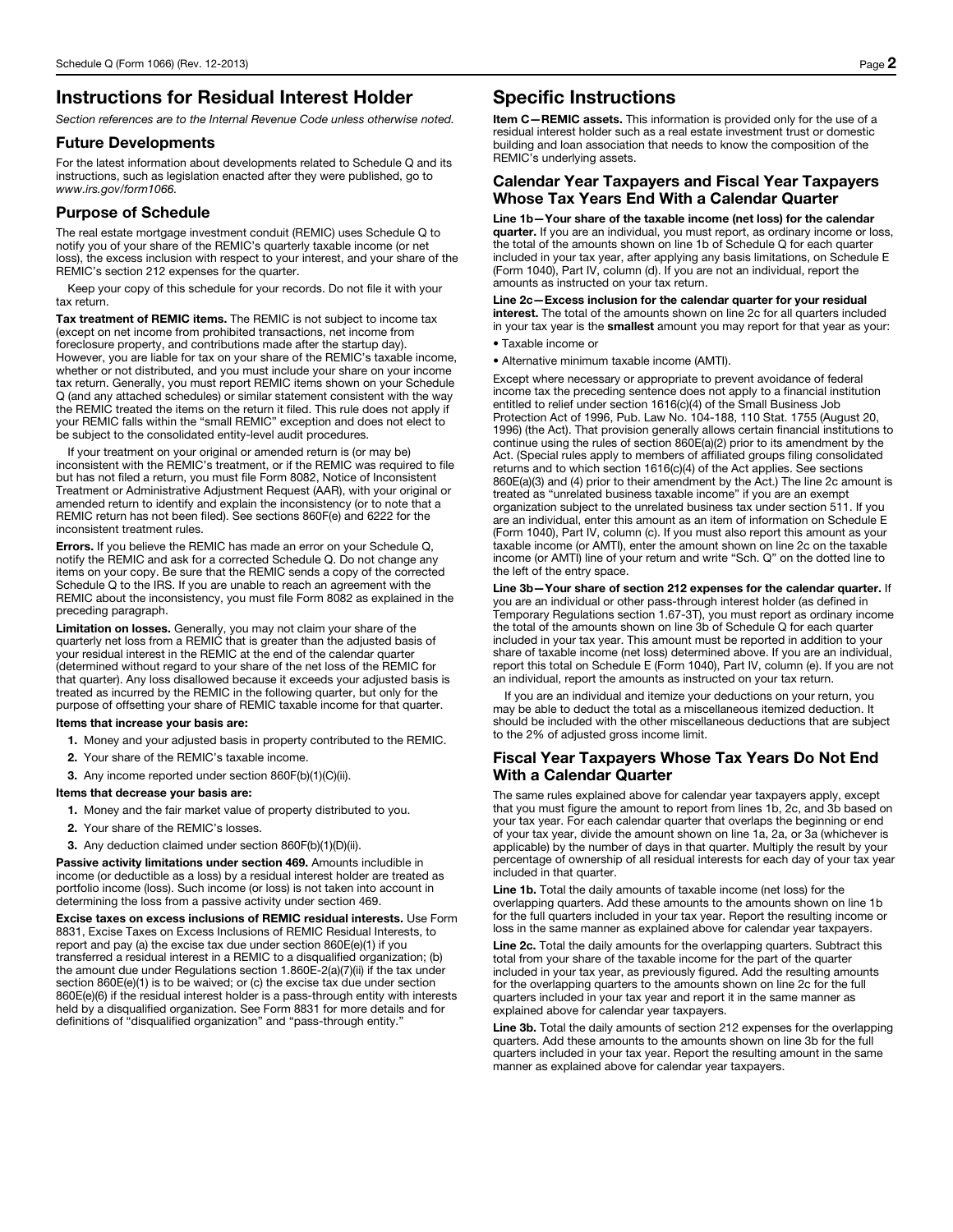## Instructions for Residual Interest Holder

*Section references are to the Internal Revenue Code unless otherwise noted.*

### Future Developments

For the latest information about developments related to Schedule Q and its instructions, such as legislation enacted after they were published, go to *www.irs.gov/form1066.*

### Purpose of Schedule

The real estate mortgage investment conduit (REMIC) uses Schedule Q to notify you of your share of the REMIC's quarterly taxable income (or net loss), the excess inclusion with respect to your interest, and your share of the REMIC's section 212 expenses for the quarter.

Keep your copy of this schedule for your records. Do not file it with your tax return.

**Tax treatment of REMIC items.** The REMIC is not subject to income tax (except on net income from prohibited transactions, net income from foreclosure property, and contributions made after the startup day). However, you are liable for tax on your share of the REMIC's taxable income, whether or not distributed, and you must include your share on your income tax return. Generally, you must report REMIC items shown on your Schedule Q (and any attached schedules) or similar statement consistent with the way the REMIC treated the items on the return it filed. This rule does not apply if your REMIC falls within the "small REMIC" exception and does not elect to be subject to the consolidated entity-level audit procedures.

If your treatment on your original or amended return is (or may be) inconsistent with the REMIC's treatment, or if the REMIC was required to file but has not filed a return, you must file Form 8082, Notice of Inconsistent Treatment or Administrative Adjustment Request (AAR), with your original or amended return to identify and explain the inconsistency (or to note that a REMIC return has not been filed). See sections 860F(e) and 6222 for the inconsistent treatment rules.

**Errors.** If you believe the REMIC has made an error on your Schedule Q, notify the REMIC and ask for a corrected Schedule Q. Do not change any items on your copy. Be sure that the REMIC sends a copy of the corrected Schedule Q to the IRS. If you are unable to reach an agreement with the REMIC about the inconsistency, you must file Form 8082 as explained in the preceding paragraph.

**Limitation on losses.** Generally, you may not claim your share of the quarterly net loss from a REMIC that is greater than the adjusted basis of your residual interest in the REMIC at the end of the calendar quarter (determined without regard to your share of the net loss of the REMIC for that quarter). Any loss disallowed because it exceeds your adjusted basis is treated as incurred by the REMIC in the following quarter, but only for the purpose of offsetting your share of REMIC taxable income for that quarter.

**Items that increase your basis are:**

1. Money and your adjusted basis in property contributed to the REMIC.
2. Your share of the REMIC's taxable income.
3. Any income reported under section 860F(b)(1)(C)(ii).

**Items that decrease your basis are:**

1. Money and the fair market value of property distributed to you.
2. Your share of the REMIC's losses.
3. Any deduction claimed under section 860F(b)(1)(D)(ii).

**Passive activity limitations under section 469.** Amounts includible in income (or deductible as a loss) by a residual interest holder are treated as portfolio income (loss). Such income (or loss) is not taken into account in determining the loss from a passive activity under section 469.

**Excise taxes on excess inclusions of REMIC residual interests.** Use Form 8831, Excise Taxes on Excess Inclusions of REMIC Residual Interests, to report and pay (a) the excise tax due under section 860E(e)(1) if you transferred a residual interest in a REMIC to a disqualified organization; (b) the amount due under Regulations section 1.860E-2(a)(7)(ii) if the tax under section 860E(e)(1) is to be waived; or (c) the excise tax due under section 860E(e)(6) if the residual interest holder is a pass-through entity with interests held by a disqualified organization. See Form 8831 for more details and for definitions of "disqualified organization" and "pass-through entity."

## Specific Instructions

**Item C—REMIC assets.** This information is provided only for the use of a residual interest holder such as a real estate investment trust or domestic building and loan association that needs to know the composition of the REMIC's underlying assets.

### Calendar Year Taxpayers and Fiscal Year Taxpayers Whose Tax Years End With a Calendar Quarter

**Line 1b—Your share of the taxable income (net loss) for the calendar quarter.** If you are an individual, you must report, as ordinary income or loss, the total of the amounts shown on line 1b of Schedule Q for each quarter included in your tax year, after applying any basis limitations, on Schedule E (Form 1040), Part IV, column (d). If you are not an individual, report the amounts as instructed on your tax return.

**Line 2c—Excess inclusion for the calendar quarter for your residual interest.** The total of the amounts shown on line 2c for all quarters included in your tax year is the **smallest** amount you may report for that year as your:

- Taxable income or
- Alternative minimum taxable income (AMTI).

Except where necessary or appropriate to prevent avoidance of federal income tax the preceding sentence does not apply to a financial institution entitled to relief under section 1616(c)(4) of the Small Business Job Protection Act of 1996, Pub. Law No. 104-188, 110 Stat. 1755 (August 20, 1996) (the Act). That provision generally allows certain financial institutions to continue using the rules of section 860E(a)(2) prior to its amendment by the Act. (Special rules apply to members of affiliated groups filing consolidated returns and to which section 1616(c)(4) of the Act applies. See sections 860E(a)(3) and (4) prior to their amendment by the Act.) The line 2c amount is treated as "unrelated business taxable income" if you are an exempt organization subject to the unrelated business tax under section 511. If you are an individual, enter this amount as an item of information on Schedule E (Form 1040), Part IV, column (c). If you must also report this amount as your taxable income (or AMTI), enter the amount shown on line 2c on the taxable income (or AMTI) line of your return and write "Sch. Q" on the dotted line to the left of the entry space.

**Line 3b—Your share of section 212 expenses for the calendar quarter.** If you are an individual or other pass-through interest holder (as defined in Temporary Regulations section 1.67-3T), you must report as ordinary income the total of the amounts shown on line 3b of Schedule Q for each quarter included in your tax year. This amount must be reported in addition to your share of taxable income (net loss) determined above. If you are an individual, report this total on Schedule E (Form 1040), Part IV, column (e). If you are not an individual, report the amounts as instructed on your tax return.

If you are an individual and itemize your deductions on your return, you may be able to deduct the total as a miscellaneous itemized deduction. It should be included with the other miscellaneous deductions that are subject to the 2% of adjusted gross income limit.

### Fiscal Year Taxpayers Whose Tax Years Do Not End With a Calendar Quarter

The same rules explained above for calendar year taxpayers apply, except that you must figure the amount to report from lines 1b, 2c, and 3b based on your tax year. For each calendar quarter that overlaps the beginning or end of your tax year, divide the amount shown on line 1a, 2a, or 3a (whichever is applicable) by the number of days in that quarter. Multiply the result by your percentage of ownership of all residual interests for each day of your tax year included in that quarter.

**Line 1b.** Total the daily amounts of taxable income (net loss) for the overlapping quarters. Add these amounts to the amounts shown on line 1b for the full quarters included in your tax year. Report the resulting income or loss in the same manner as explained above for calendar year taxpayers.

**Line 2c.** Total the daily amounts for the overlapping quarters. Subtract this total from your share of the taxable income for the part of the quarter included in your tax year, as previously figured. Add the resulting amounts for the overlapping quarters to the amounts shown on line 2c for the full quarters included in your tax year and report it in the same manner as explained above for calendar year taxpayers.

**Line 3b.** Total the daily amounts of section 212 expenses for the overlapping quarters. Add these amounts to the amounts shown on line 3b for the full quarters included in your tax year. Report the resulting amount in the same manner as explained above for calendar year taxpayers.